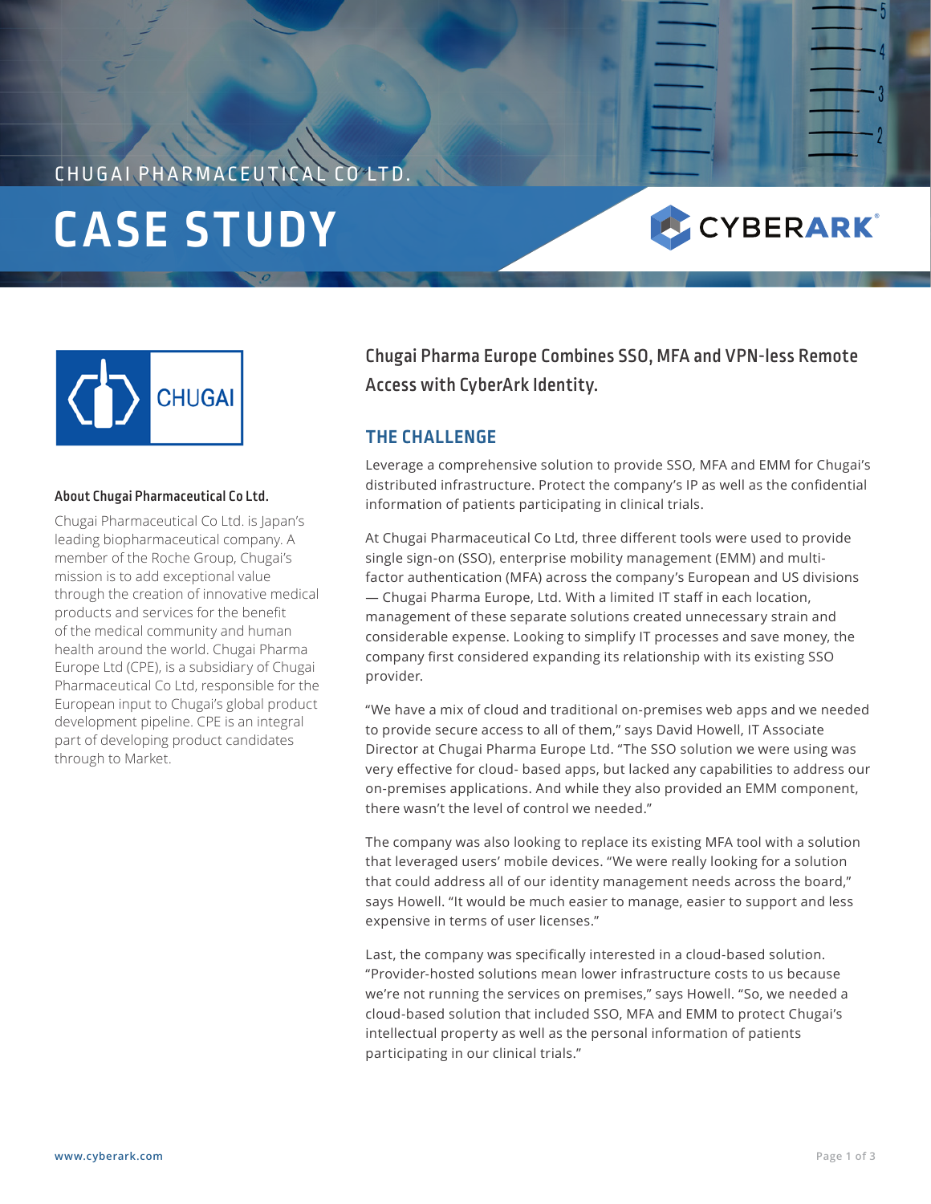CHUGAI PHARMACEUTICAL CO LTD.

# CASE STUDY

CYBERARK

CHUGAI

### About Chugai Pharmaceutical Co Ltd.

Chugai Pharmaceutical Co Ltd. is Japan's leading biopharmaceutical company. A member of the Roche Group, Chugai's mission is to add exceptional value through the creation of innovative medical products and services for the benefit of the medical community and human health around the world. Chugai Pharma Europe Ltd (CPE), is a subsidiary of Chugai Pharmaceutical Co Ltd, responsible for the European input to Chugai's global product development pipeline. CPE is an integral part of developing product candidates through to Market.

## Chugai Pharma Europe Combines SSO, MFA and VPN-less Remote Access with CyberArk Identity.

## THE CHALLENGE

Leverage a comprehensive solution to provide SSO, MFA and EMM for Chugai's distributed infrastructure. Protect the company's IP as well as the confidential information of patients participating in clinical trials.

At Chugai Pharmaceutical Co Ltd, three different tools were used to provide single sign-on (SSO), enterprise mobility management (EMM) and multi-factor authentication (MFA) across the company's European and US divisions — Chugai Pharma Europe, Ltd. With a limited IT staff in each location, management of these separate solutions created unnecessary strain and considerable expense. Looking to simplify IT processes and save money, the company first considered expanding its relationship with its existing SSO provider.

"We have a mix of cloud and traditional on-premises web apps and we needed to provide secure access to all of them," says David Howell, IT Associate Director at Chugai Pharma Europe Ltd. "The SSO solution we were using was very effective for cloud- based apps, but lacked any capabilities to address our on-premises applications. And while they also provided an EMM component, there wasn't the level of control we needed."

The company was also looking to replace its existing MFA tool with a solution that leveraged users' mobile devices. "We were really looking for a solution that could address all of our identity management needs across the board," says Howell. "It would be much easier to manage, easier to support and less expensive in terms of user licenses."

Last, the company was specifically interested in a cloud-based solution. "Provider-hosted solutions mean lower infrastructure costs to us because we're not running the services on premises," says Howell. "So, we needed a cloud-based solution that included SSO, MFA and EMM to protect Chugai's intellectual property as well as the personal information of patients participating in our clinical trials."

www.cyberark.com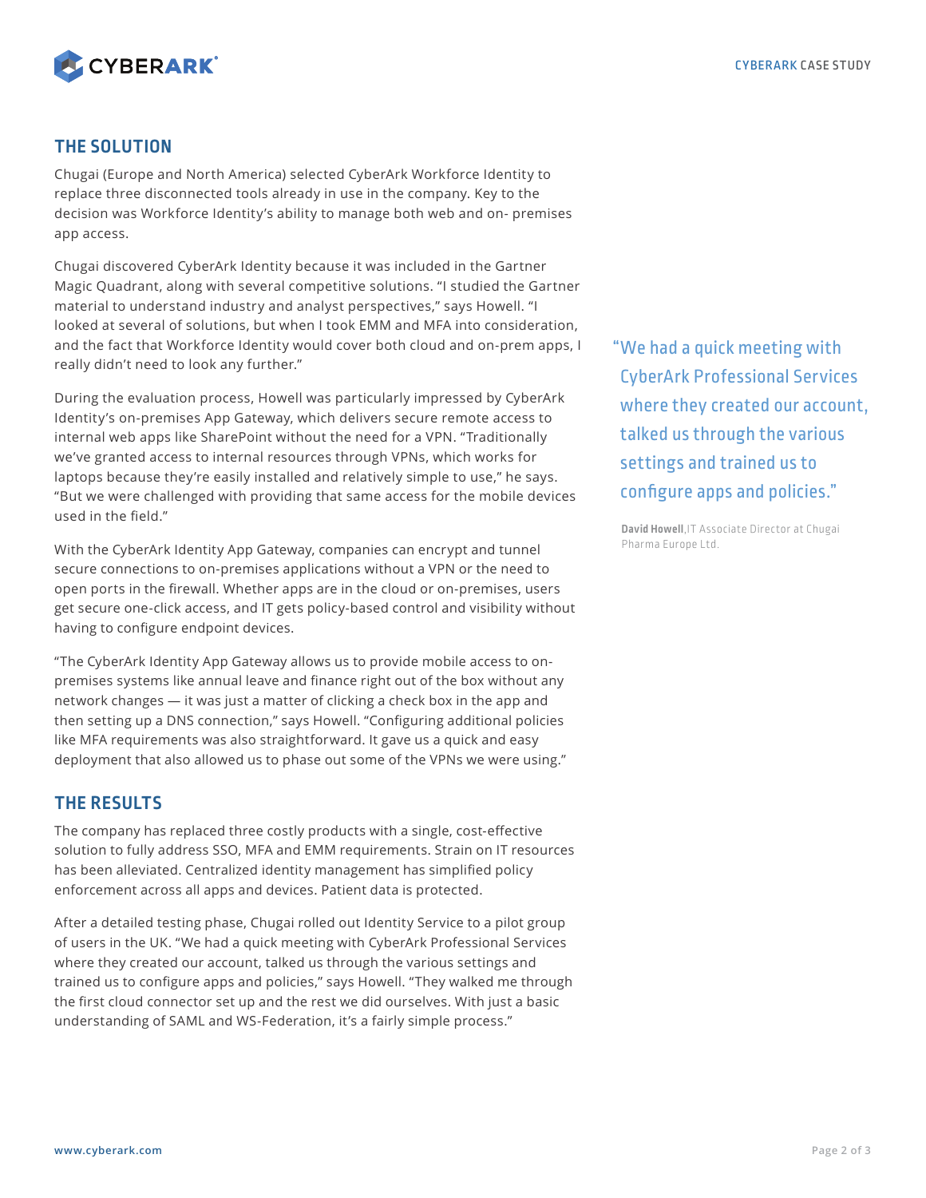## THE SOLUTION

Chugai (Europe and North America) selected CyberArk Workforce Identity to replace three disconnected tools already in use in the company. Key to the decision was Workforce Identity's ability to manage both web and on- premises app access.

Chugai discovered CyberArk Identity because it was included in the Gartner Magic Quadrant, along with several competitive solutions. "I studied the Gartner material to understand industry and analyst perspectives," says Howell. "I looked at several of solutions, but when I took EMM and MFA into consideration, and the fact that Workforce Identity would cover both cloud and on-prem apps, I really didn't need to look any further."

During the evaluation process, Howell was particularly impressed by CyberArk Identity's on-premises App Gateway, which delivers secure remote access to internal web apps like SharePoint without the need for a VPN. "Traditionally we've granted access to internal resources through VPNs, which works for laptops because they're easily installed and relatively simple to use," he says. "But we were challenged with providing that same access for the mobile devices used in the field."

With the CyberArk Identity App Gateway, companies can encrypt and tunnel secure connections to on-premises applications without a VPN or the need to open ports in the firewall. Whether apps are in the cloud or on-premises, users get secure one-click access, and IT gets policy-based control and visibility without having to configure endpoint devices.

"The CyberArk Identity App Gateway allows us to provide mobile access to on-premises systems like annual leave and finance right out of the box without any network changes — it was just a matter of clicking a check box in the app and then setting up a DNS connection," says Howell. "Configuring additional policies like MFA requirements was also straightforward. It gave us a quick and easy deployment that also allowed us to phase out some of the VPNs we were using."

> "We had a quick meeting with CyberArk Professional Services where they created our account, talked us through the various settings and trained us to configure apps and policies."
>
> **David Howell**, IT Associate Director at Chugai Pharma Europe Ltd.

## THE RESULTS

The company has replaced three costly products with a single, cost-effective solution to fully address SSO, MFA and EMM requirements. Strain on IT resources has been alleviated. Centralized identity management has simplified policy enforcement across all apps and devices. Patient data is protected.

After a detailed testing phase, Chugai rolled out Identity Service to a pilot group of users in the UK. "We had a quick meeting with CyberArk Professional Services where they created our account, talked us through the various settings and trained us to configure apps and policies," says Howell. "They walked me through the first cloud connector set up and the rest we did ourselves. With just a basic understanding of SAML and WS-Federation, it's a fairly simple process."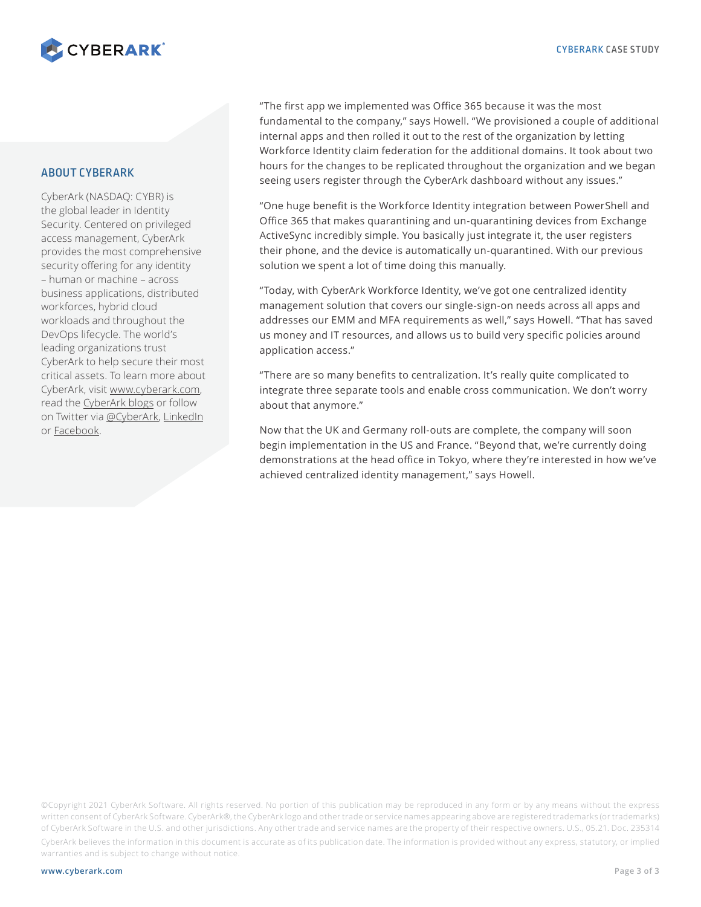"The first app we implemented was Office 365 because it was the most fundamental to the company," says Howell. "We provisioned a couple of additional internal apps and then rolled it out to the rest of the organization by letting Workforce Identity claim federation for the additional domains. It took about two hours for the changes to be replicated throughout the organization and we began seeing users register through the CyberArk dashboard without any issues."

"One huge benefit is the Workforce Identity integration between PowerShell and Office 365 that makes quarantining and un-quarantining devices from Exchange ActiveSync incredibly simple. You basically just integrate it, the user registers their phone, and the device is automatically un-quarantined. With our previous solution we spent a lot of time doing this manually.

"Today, with CyberArk Workforce Identity, we've got one centralized identity management solution that covers our single-sign-on needs across all apps and addresses our EMM and MFA requirements as well," says Howell. "That has saved us money and IT resources, and allows us to build very specific policies around application access."

"There are so many benefits to centralization. It's really quite complicated to integrate three separate tools and enable cross communication. We don't worry about that anymore."

Now that the UK and Germany roll-outs are complete, the company will soon begin implementation in the US and France. "Beyond that, we're currently doing demonstrations at the head office in Tokyo, where they're interested in how we've achieved centralized identity management," says Howell.

## ABOUT CYBERARK

CyberArk (NASDAQ: CYBR) is the global leader in Identity Security. Centered on privileged access management, CyberArk provides the most comprehensive security offering for any identity – human or machine – across business applications, distributed workforces, hybrid cloud workloads and throughout the DevOps lifecycle. The world's leading organizations trust CyberArk to help secure their most critical assets. To learn more about CyberArk, visit www.cyberark.com, read the CyberArk blogs or follow on Twitter via @CyberArk, LinkedIn or Facebook.

©Copyright 2021 CyberArk Software. All rights reserved. No portion of this publication may be reproduced in any form or by any means without the express written consent of CyberArk Software. CyberArk®, the CyberArk logo and other trade or service names appearing above are registered trademarks (or trademarks) of CyberArk Software in the U.S. and other jurisdictions. Any other trade and service names are the property of their respective owners. U.S., 05.21. Doc. 235314

CyberArk believes the information in this document is accurate as of its publication date. The information is provided without any express, statutory, or implied warranties and is subject to change without notice.